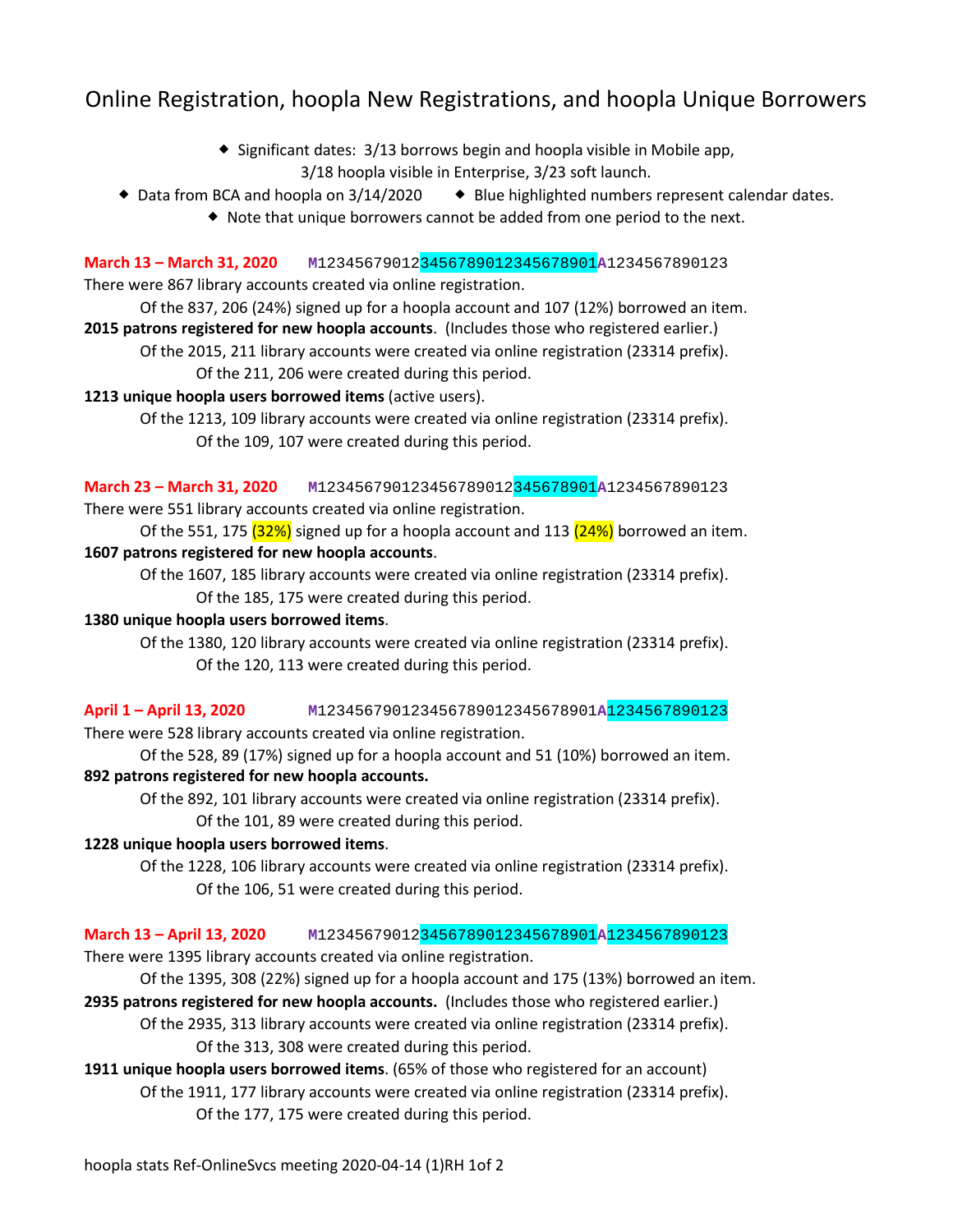# Online Registration, hoopla New Registrations, and hoopla Unique Borrowers

- Significant dates: 3/13 borrows begin and hoopla visible in Mobile app, 3/18 hoopla visible in Enterprise, 3/23 soft launch.
- Data from BCA and hoopla on 3/14/2020
- Blue highlighted numbers represent calendar dates.
- Note that unique borrowers cannot be added from one period to the next.

**March 13 – March 31, 2020** `M1234567901234567890123456789O1A1234567890123`

There were 867 library accounts created via online registration.

Of the 837, 206 (24%) signed up for a hoopla account and 107 (12%) borrowed an item.

**2015 patrons registered for new hoopla accounts**. (Includes those who registered earlier.)

Of the 2015, 211 library accounts were created via online registration (23314 prefix).

Of the 211, 206 were created during this period.

**1213 unique hoopla users borrowed items** (active users).

Of the 1213, 109 library accounts were created via online registration (23314 prefix).

Of the 109, 107 were created during this period.

**March 23 – March 31, 2020** `M1234567901234567890123456789O1A1234567890123`

There were 551 library accounts created via online registration.

Of the 551, 175 (32%) signed up for a hoopla account and 113 (24%) borrowed an item.

**1607 patrons registered for new hoopla accounts**.

Of the 1607, 185 library accounts were created via online registration (23314 prefix).

Of the 185, 175 were created during this period.

**1380 unique hoopla users borrowed items**.

Of the 1380, 120 library accounts were created via online registration (23314 prefix).

Of the 120, 113 were created during this period.

**April 1 – April 13, 2020** `M1234567901234567890123456789O1A1234567890123`

There were 528 library accounts created via online registration.

Of the 528, 89 (17%) signed up for a hoopla account and 51 (10%) borrowed an item.

**892 patrons registered for new hoopla accounts.**

Of the 892, 101 library accounts were created via online registration (23314 prefix).

Of the 101, 89 were created during this period.

**1228 unique hoopla users borrowed items**.

Of the 1228, 106 library accounts were created via online registration (23314 prefix).

Of the 106, 51 were created during this period.

**March 13 – April 13, 2020** `M1234567901234567890123456789O1A1234567890123`

There were 1395 library accounts created via online registration.

Of the 1395, 308 (22%) signed up for a hoopla account and 175 (13%) borrowed an item.

**2935 patrons registered for new hoopla accounts.** (Includes those who registered earlier.)

Of the 2935, 313 library accounts were created via online registration (23314 prefix).

Of the 313, 308 were created during this period.

**1911 unique hoopla users borrowed items**. (65% of those who registered for an account)

Of the 1911, 177 library accounts were created via online registration (23314 prefix).

Of the 177, 175 were created during this period.

hoopla stats Ref-OnlineSvcs meeting 2020-04-14 (1)RH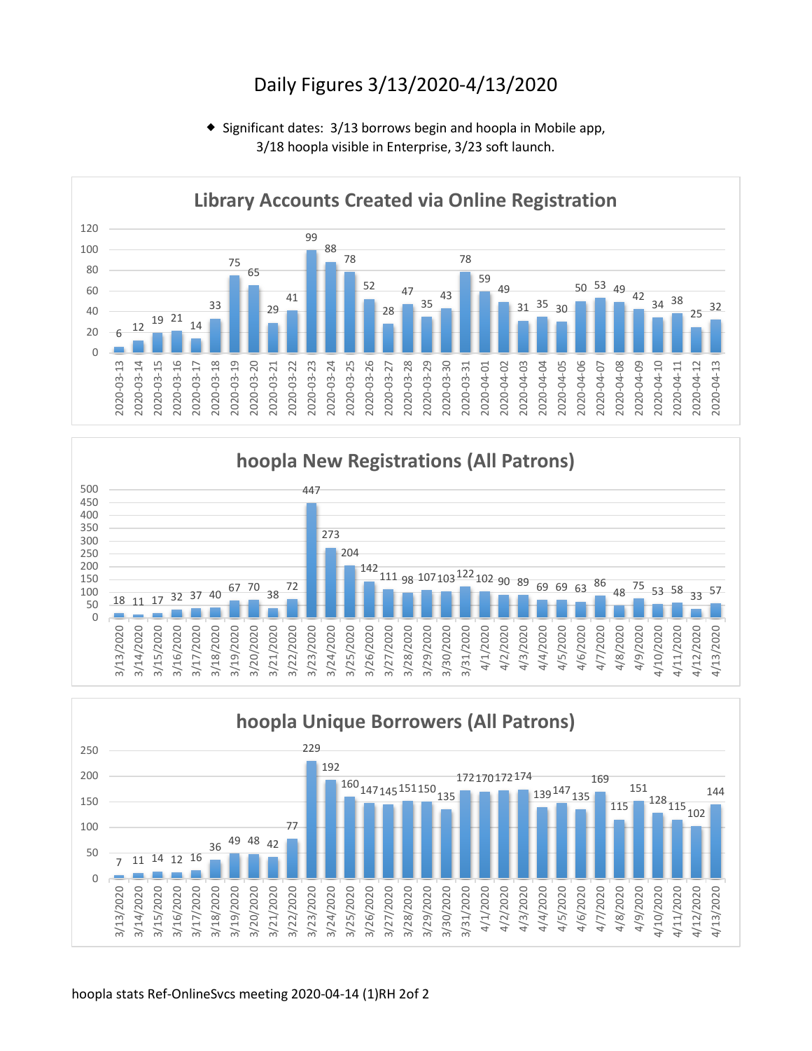# Daily Figures 3/13/2020-4/13/2020

- Significant dates: 3/13 borrows begin and hoopla in Mobile app, 3/18 hoopla visible in Enterprise, 3/23 soft launch.

## Library Accounts Created via Online Registration

0
20
40
60
80
100
120

6 12 19 21 14 33 75 65 29 41 99 88 78 52 28 47 35 43 78 59 49 31 35 30 50 53 49 42 34 38 25 32

2020-03-13 2020-03-14 2020-03-15 2020-03-16 2020-03-17 2020-03-18 2020-03-19 2020-03-20 2020-03-21 2020-03-22 2020-03-23 2020-03-24 2020-03-25 2020-03-26 2020-03-27 2020-03-28 2020-03-29 2020-03-30 2020-03-31 2020-04-01 2020-04-02 2020-04-03 2020-04-04 2020-04-05 2020-04-06 2020-04-07 2020-04-08 2020-04-09 2020-04-10 2020-04-11 2020-04-12 2020-04-13

## hoopla New Registrations (All Patrons)

0
50
100
150
200
250
300
350
400
450
500

18 11 17 32 37 40 67 70 38 72 447 273 204 142 111 98 107 103 122 102 90 89 69 69 63 86 48 75 53 58 33 57

3/13/2020 3/14/2020 3/15/2020 3/16/2020 3/17/2020 3/18/2020 3/19/2020 3/20/2020 3/21/2020 3/22/2020 3/23/2020 3/24/2020 3/25/2020 3/26/2020 3/27/2020 3/28/2020 3/29/2020 3/30/2020 3/31/2020 4/1/2020 4/2/2020 4/3/2020 4/4/2020 4/5/2020 4/6/2020 4/7/2020 4/8/2020 4/9/2020 4/10/2020 4/11/2020 4/12/2020 4/13/2020

## hoopla Unique Borrowers (All Patrons)

0
50
100
150
200
250

7 11 14 12 16 36 49 48 42 77 229 192 160 147 145 151 150 135 172 170 172 174 139 147 135 169 115 151 128 115 102 144

3/13/2020 3/14/2020 3/15/2020 3/16/2020 3/17/2020 3/18/2020 3/19/2020 3/20/2020 3/21/2020 3/22/2020 3/23/2020 3/24/2020 3/25/2020 3/26/2020 3/27/2020 3/28/2020 3/29/2020 3/30/2020 3/31/2020 4/1/2020 4/2/2020 4/3/2020 4/4/2020 4/5/2020 4/6/2020 4/7/2020 4/8/2020 4/9/2020 4/10/2020 4/11/2020 4/12/2020 4/13/2020

hoopla stats Ref-OnlineSvcs meeting 2020-04-14 (1)RH 2of 2